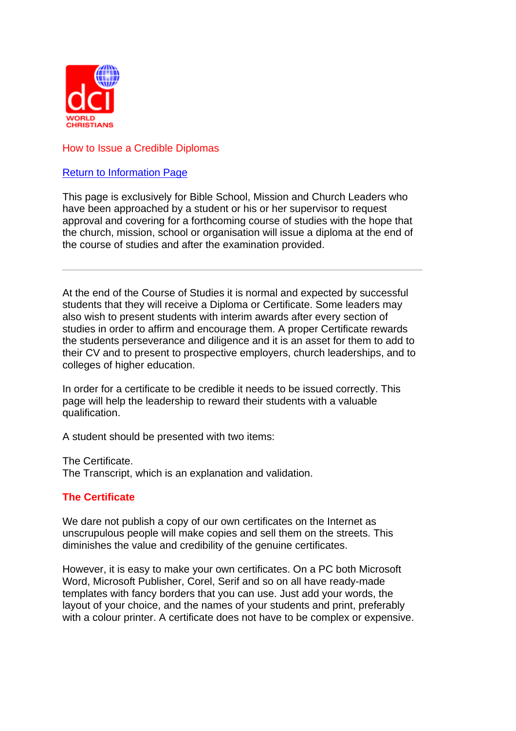WORLD CHRISTIANS

How to Issue a Credible Diplomas

Return to Information Page

This page is exclusively for Bible School, Mission and Church Leaders who have been approached by a student or his or her supervisor to request approval and covering for a forthcoming course of studies with the hope that the church, mission, school or organisation will issue a diploma at the end of the course of studies and after the examination provided.

---

At the end of the Course of Studies it is normal and expected by successful students that they will receive a Diploma or Certificate. Some leaders may also wish to present students with interim awards after every section of studies in order to affirm and encourage them. A proper Certificate rewards the students perseverance and diligence and it is an asset for them to add to their CV and to present to prospective employers, church leaderships, and to colleges of higher education.

In order for a certificate to be credible it needs to be issued correctly. This page will help the leadership to reward their students with a valuable qualification.

A student should be presented with two items:

The Certificate.
The Transcript, which is an explanation and validation.

## The Certificate

We dare not publish a copy of our own certificates on the Internet as unscrupulous people will make copies and sell them on the streets. This diminishes the value and credibility of the genuine certificates.

However, it is easy to make your own certificates. On a PC both Microsoft Word, Microsoft Publisher, Corel, Serif and so on all have ready-made templates with fancy borders that you can use. Just add your words, the layout of your choice, and the names of your students and print, preferably with a colour printer. A certificate does not have to be complex or expensive.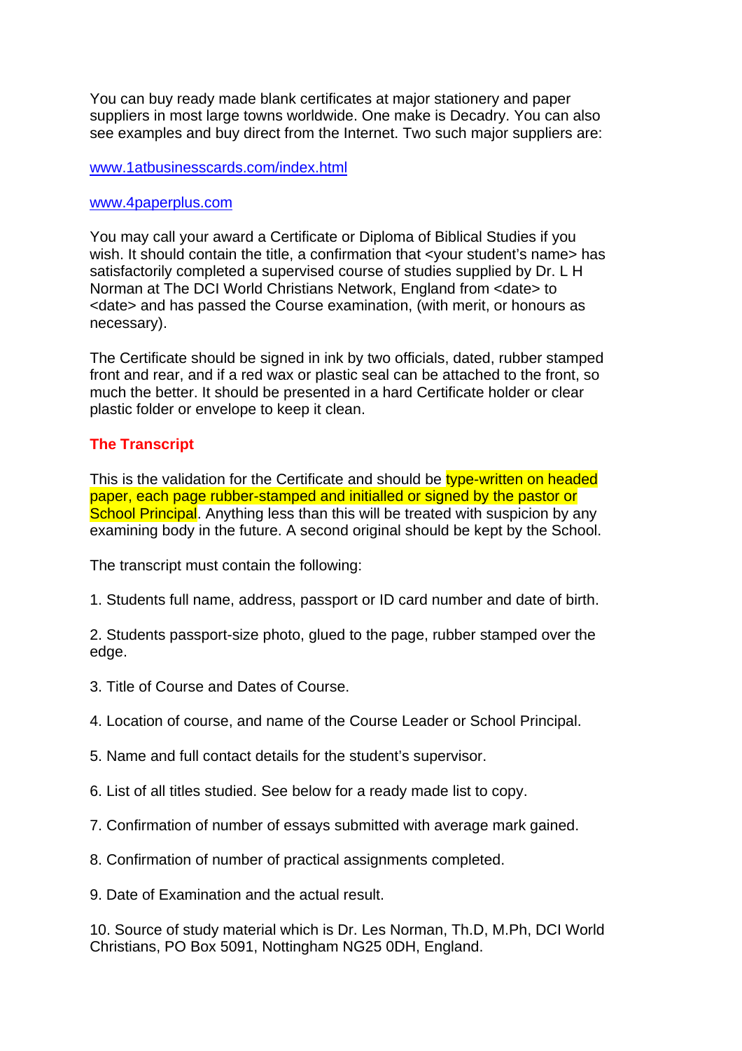You can buy ready made blank certificates at major stationery and paper suppliers in most large towns worldwide. One make is Decadry. You can also see examples and buy direct from the Internet. Two such major suppliers are:

www.1atbusinesscards.com/index.html

www.4paperplus.com

You may call your award a Certificate or Diploma of Biblical Studies if you wish. It should contain the title, a confirmation that <your student's name> has satisfactorily completed a supervised course of studies supplied by Dr. L H Norman at The DCI World Christians Network, England from <date> to <date> and has passed the Course examination, (with merit, or honours as necessary).

The Certificate should be signed in ink by two officials, dated, rubber stamped front and rear, and if a red wax or plastic seal can be attached to the front, so much the better. It should be presented in a hard Certificate holder or clear plastic folder or envelope to keep it clean.

## The Transcript

This is the validation for the Certificate and should be type-written on headed paper, each page rubber-stamped and initialled or signed by the pastor or School Principal. Anything less than this will be treated with suspicion by any examining body in the future. A second original should be kept by the School.

The transcript must contain the following:

1. Students full name, address, passport or ID card number and date of birth.

2. Students passport-size photo, glued to the page, rubber stamped over the edge.

3. Title of Course and Dates of Course.

4. Location of course, and name of the Course Leader or School Principal.

5. Name and full contact details for the student's supervisor.

6. List of all titles studied. See below for a ready made list to copy.

7. Confirmation of number of essays submitted with average mark gained.

8. Confirmation of number of practical assignments completed.

9. Date of Examination and the actual result.

10. Source of study material which is Dr. Les Norman, Th.D, M.Ph, DCI World Christians, PO Box 5091, Nottingham NG25 0DH, England.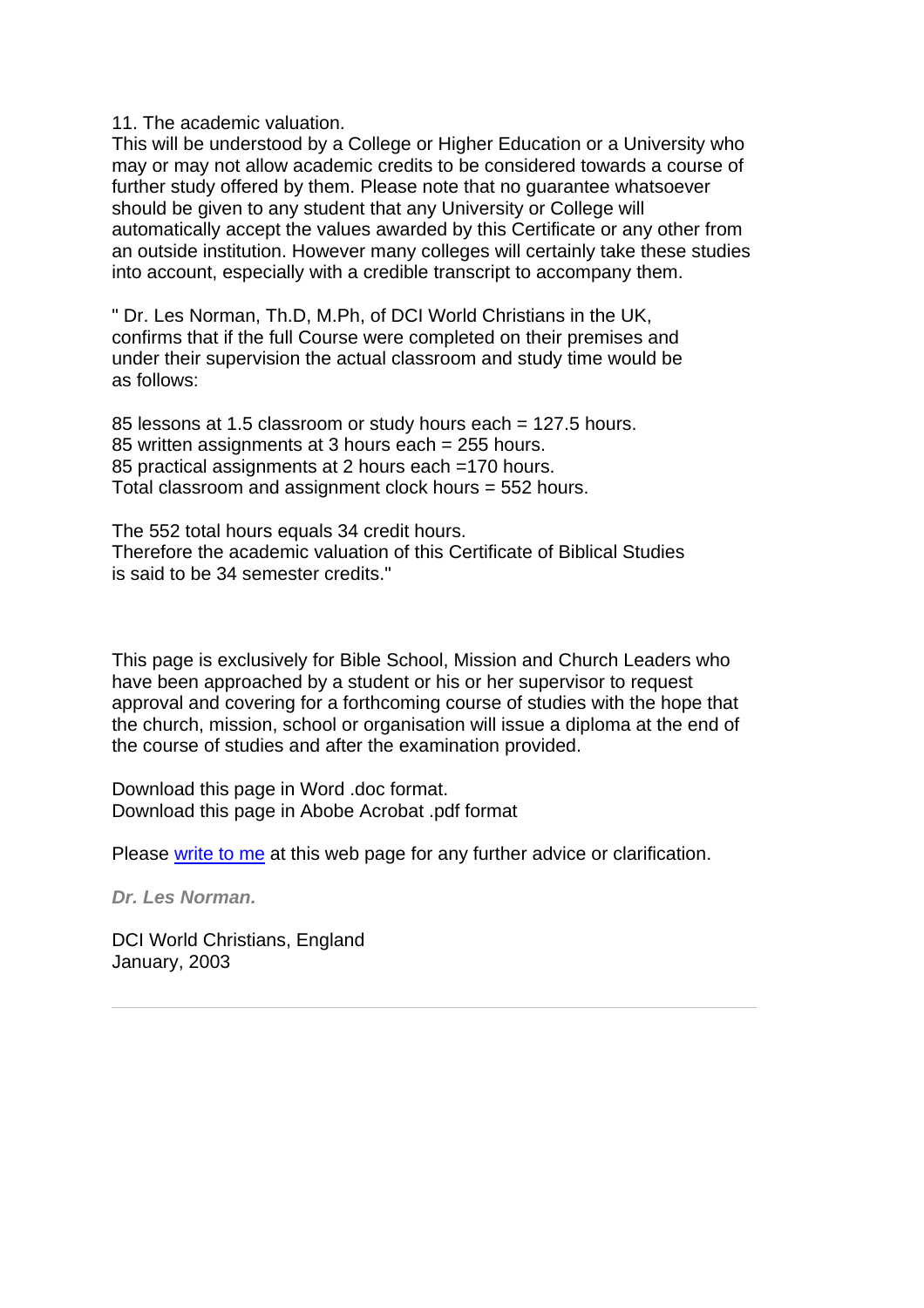11. The academic valuation.

This will be understood by a College or Higher Education or a University who may or may not allow academic credits to be considered towards a course of further study offered by them. Please note that no guarantee whatsoever should be given to any student that any University or College will automatically accept the values awarded by this Certificate or any other from an outside institution. However many colleges will certainly take these studies into account, especially with a credible transcript to accompany them.

" Dr. Les Norman, Th.D, M.Ph, of DCI World Christians in the UK, confirms that if the full Course were completed on their premises and under their supervision the actual classroom and study time would be as follows:

85 lessons at 1.5 classroom or study hours each = 127.5 hours.
85 written assignments at 3 hours each = 255 hours.
85 practical assignments at 2 hours each =170 hours.
Total classroom and assignment clock hours = 552 hours.

The 552 total hours equals 34 credit hours.
Therefore the academic valuation of this Certificate of Biblical Studies is said to be 34 semester credits."

This page is exclusively for Bible School, Mission and Church Leaders who have been approached by a student or his or her supervisor to request approval and covering for a forthcoming course of studies with the hope that the church, mission, school or organisation will issue a diploma at the end of the course of studies and after the examination provided.

Download this page in Word .doc format.
Download this page in Abobe Acrobat .pdf format

Please write to me at this web page for any further advice or clarification.

***Dr. Les Norman.***

DCI World Christians, England
January, 2003

---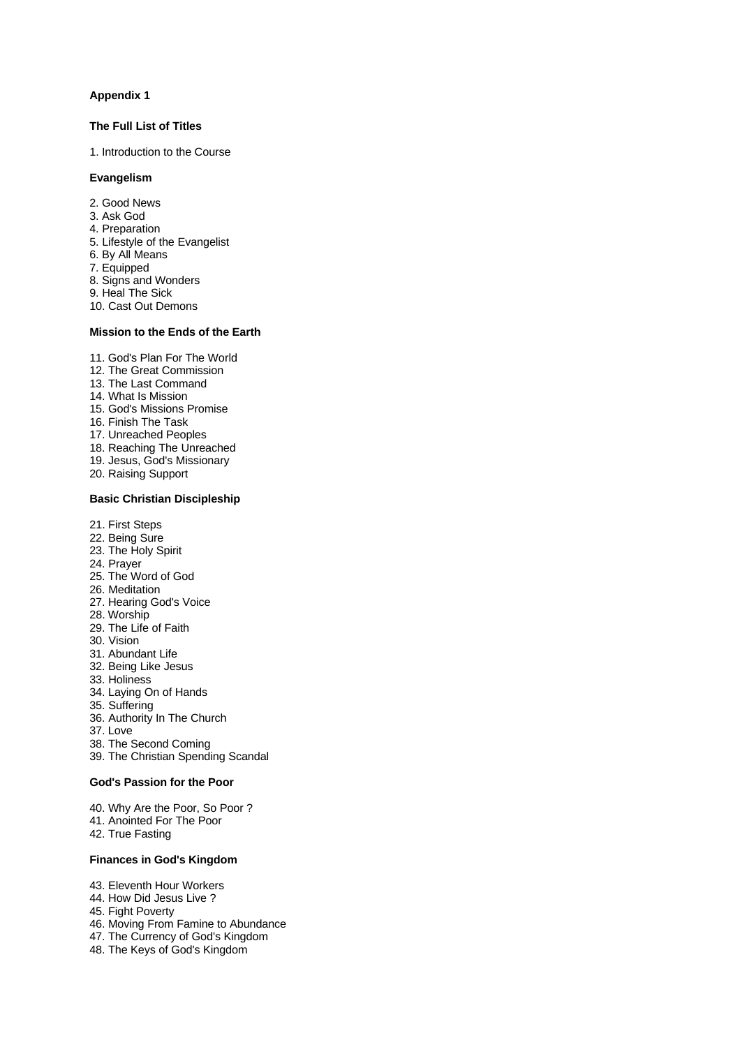**Appendix 1**

**The Full List of Titles**

1. Introduction to the Course

**Evangelism**

2. Good News
3. Ask God
4. Preparation
5. Lifestyle of the Evangelist
6. By All Means
7. Equipped
8. Signs and Wonders
9. Heal The Sick
10. Cast Out Demons

**Mission to the Ends of the Earth**

11. God's Plan For The World
12. The Great Commission
13. The Last Command
14. What Is Mission
15. God's Missions Promise
16. Finish The Task
17. Unreached Peoples
18. Reaching The Unreached
19. Jesus, God's Missionary
20. Raising Support

**Basic Christian Discipleship**

21. First Steps
22. Being Sure
23. The Holy Spirit
24. Prayer
25. The Word of God
26. Meditation
27. Hearing God's Voice
28. Worship
29. The Life of Faith
30. Vision
31. Abundant Life
32. Being Like Jesus
33. Holiness
34. Laying On of Hands
35. Suffering
36. Authority In The Church
37. Love
38. The Second Coming
39. The Christian Spending Scandal

**God's Passion for the Poor**

40. Why Are the Poor, So Poor ?
41. Anointed For The Poor
42. True Fasting

**Finances in God's Kingdom**

43. Eleventh Hour Workers
44. How Did Jesus Live ?
45. Fight Poverty
46. Moving From Famine to Abundance
47. The Currency of God's Kingdom
48. The Keys of God's Kingdom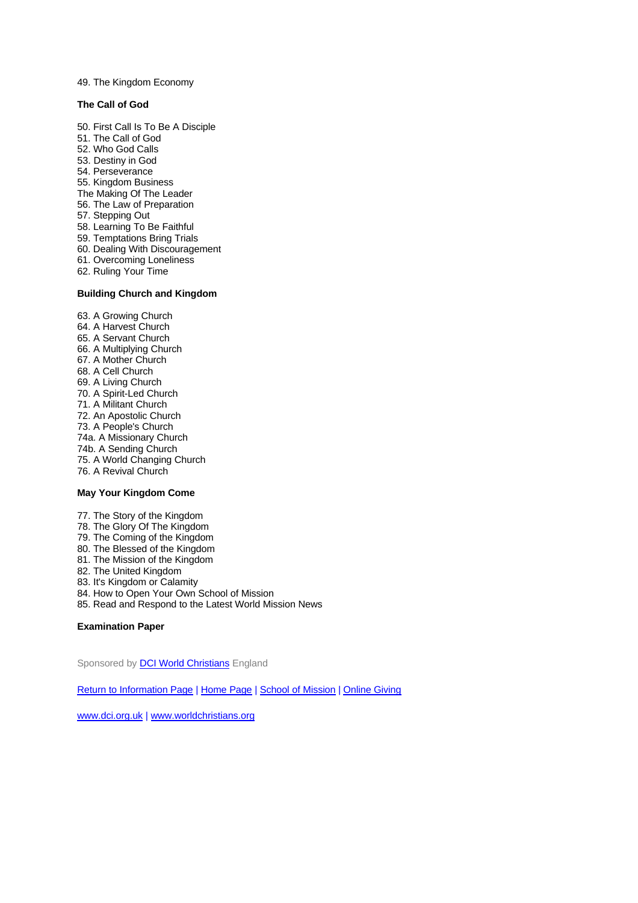49. The Kingdom Economy

**The Call of God**

50. First Call Is To Be A Disciple
51. The Call of God
52. Who God Calls
53. Destiny in God
54. Perseverance
55. Kingdom Business

The Making Of The Leader

56. The Law of Preparation
57. Stepping Out
58. Learning To Be Faithful
59. Temptations Bring Trials
60. Dealing With Discouragement
61. Overcoming Loneliness
62. Ruling Your Time

**Building Church and Kingdom**

63. A Growing Church
64. A Harvest Church
65. A Servant Church
66. A Multiplying Church
67. A Mother Church
68. A Cell Church
69. A Living Church
70. A Spirit-Led Church
71. A Militant Church
72. An Apostolic Church
73. A People's Church

74a. A Missionary Church
74b. A Sending Church

75. A World Changing Church
76. A Revival Church

**May Your Kingdom Come**

77. The Story of the Kingdom
78. The Glory Of The Kingdom
79. The Coming of the Kingdom
80. The Blessed of the Kingdom
81. The Mission of the Kingdom
82. The United Kingdom
83. It's Kingdom or Calamity
84. How to Open Your Own School of Mission
85. Read and Respond to the Latest World Mission News

**Examination Paper**

Sponsored by DCI World Christians England

Return to Information Page | Home Page | School of Mission | Online Giving

www.dci.org.uk | www.worldchristians.org